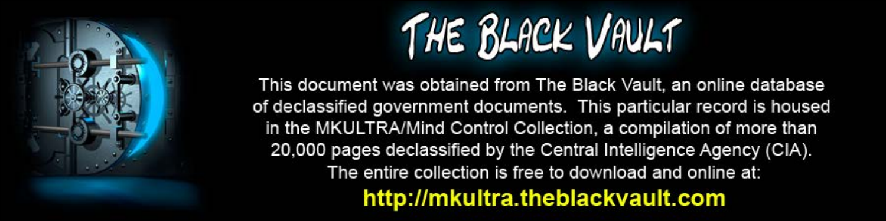# THE BLACK VAULT

This document was obtained from The Black Vault, an online database of declassified government documents. This particular record is housed in the MKULTRA/Mind Control Collection, a compilation of more than 20,000 pages declassified by the Central Intelligence Agency (CIA). The entire collection is free to download and online at:

**http://mkultra.theblackvault.com**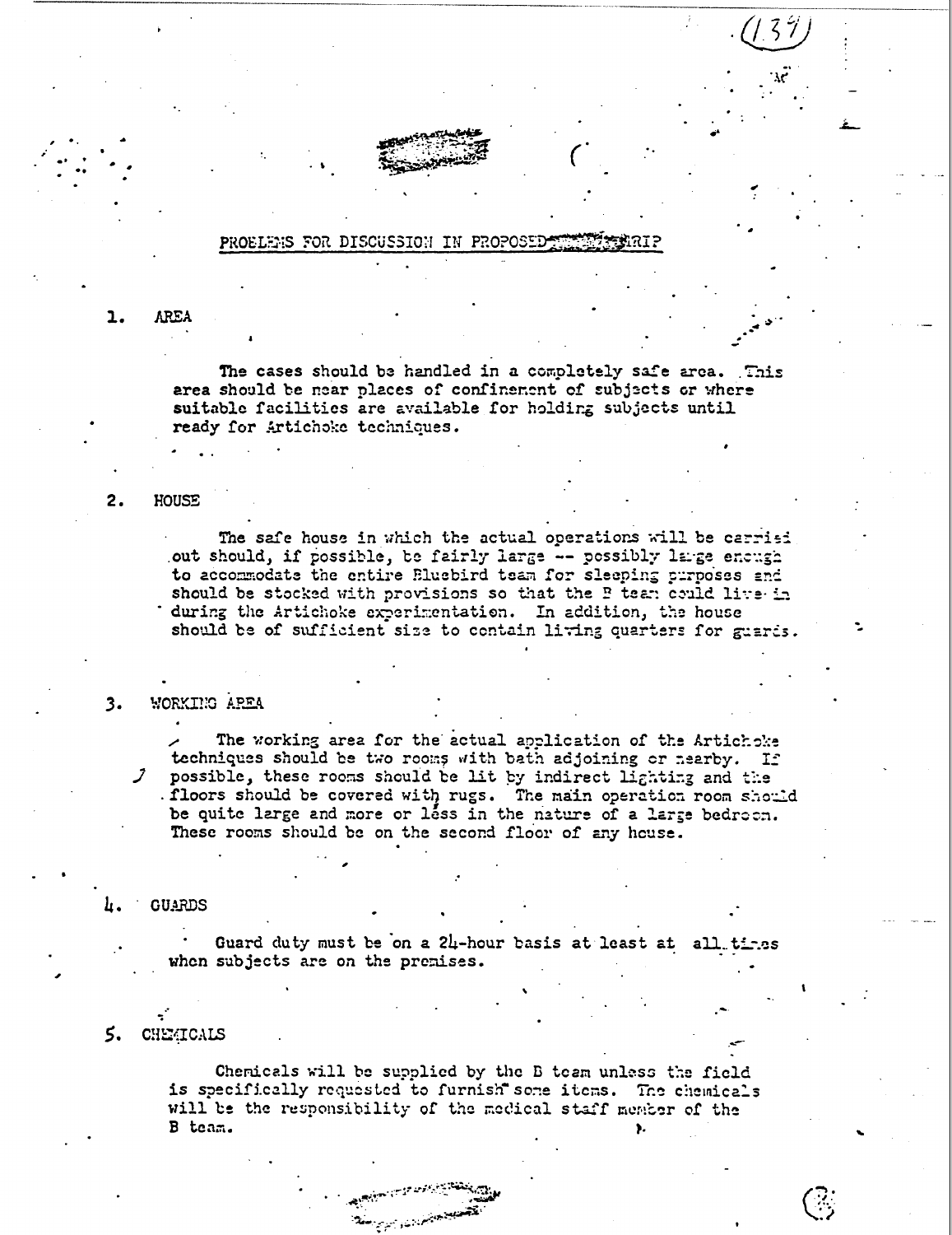## PROBLEMS FOR DISCUSSION IN PROPOSED ████ TRIP

**1. AREA**

The cases should be handled in a completely safe area. This area should be near places of confinement of subjects or where suitable facilities are available for holding subjects until ready for Artichoke techniques.

**2. HOUSE**

The safe house in which the actual operations will be carried out should, if possible, be fairly large -- possibly large enough to accommodate the entire Bluebird team for sleeping purposes and should be stocked with provisions so that the B team could live in during the Artichoke experimentation. In addition, the house should be of sufficient size to contain living quarters for guards.

**3. WORKING AREA**

The working area for the actual application of the Artichoke techniques should be two rooms with bath adjoining or nearby. If possible, these rooms should be lit by indirect lighting and the floors should be covered with rugs. The main operation room should be quite large and more or less in the nature of a large bedroom. These rooms should be on the second floor of any house.

**4. GUARDS**

Guard duty must be on a 24-hour basis at least at all times when subjects are on the premises.

**5. CHEMICALS**

Chemicals will be supplied by the B team unless the field is specifically requested to furnish some items. The chemicals will be the responsibility of the medical staff member of the B team.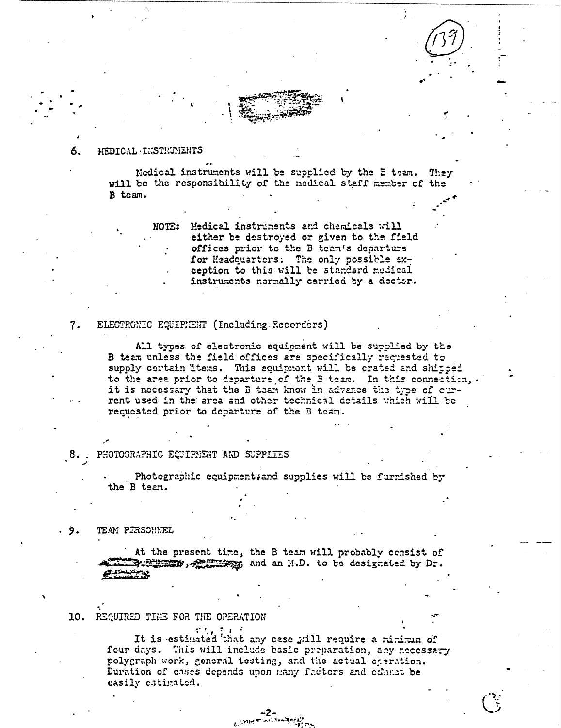6. MEDICAL INSTRUMENTS

Medical instruments will be supplied by the B team. They will be the responsibility of the medical staff member of the B team.

> NOTE: Medical instruments and chemicals will either be destroyed or given to the field offices prior to the B team's departure for Headquarters. The only possible exception to this will be standard medical instruments normally carried by a doctor.

7. ELECTRONIC EQUIPMENT (Including Recorders)

All types of electronic equipment will be supplied by the B team unless the field offices are specifically requested to supply certain items. This equipment will be crated and shipped to the area prior to departure of the B team. In this connection, it is necessary that the B team know in advance the type of current used in the area and other technical details which will be requested prior to departure of the B team.

8. PHOTOGRAPHIC EQUIPMENT AND SUPPLIES

Photographic equipment and supplies will be furnished by the B team.

9. TEAM PERSONNEL

At the present time, the B team will probably consist of [redacted], [redacted], [redacted], and an M.D. to be designated by Dr. [redacted]

10. REQUIRED TIME FOR THE OPERATION

It is estimated that any case will require a minimum of four days. This will include basic preparation, any necessary polygraph work, general testing, and the actual operation. Duration of cases depends upon many factors and cannot be easily estimated.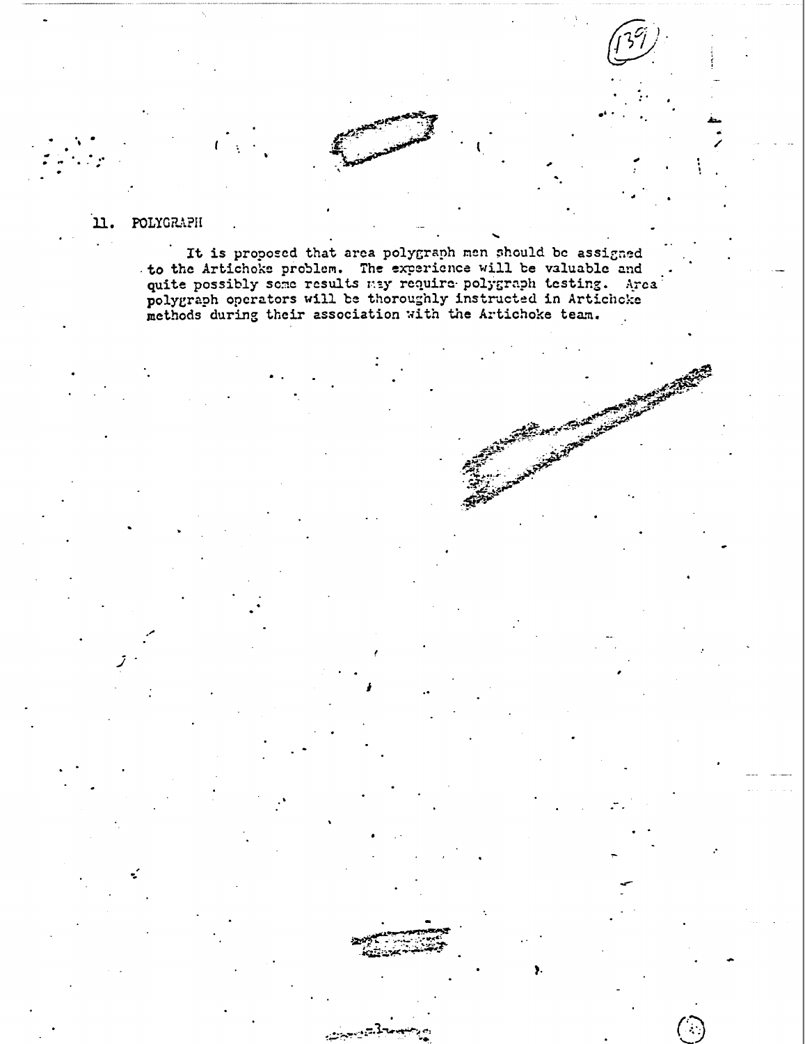11. POLYGRAPH

It is proposed that area polygraph men should be assigned to the Artichoke problem. The experience will be valuable and quite possibly some results may require polygraph testing. Area polygraph operators will be thoroughly instructed in Artichoke methods during their association with the Artichoke team.